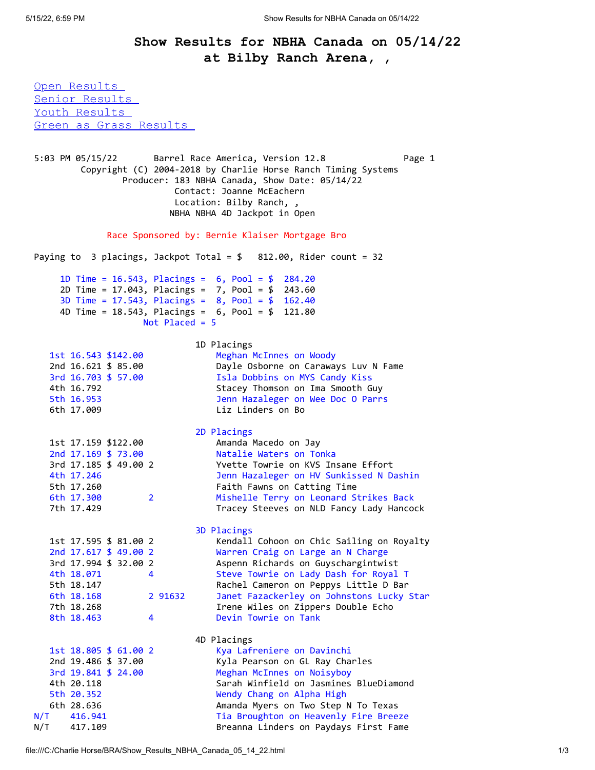# Show Results for NBHA Canada on 05/14/22
## at Bilby Ranch Arena, ,

- Open Results
- Senior Results
- Youth Results
- Green as Grass Results

```
5:03 PM 05/15/22       Barrel Race America, Version 12.8              Page 1
         Copyright (C) 2004-2018 by Charlie Horse Ranch Timing Systems
                 Producer: 183 NBHA Canada, Show Date: 05/14/22
                           Contact: Joanne McEachern
                           Location: Bilby Ranch, ,
                          NBHA NBHA 4D Jackpot in Open

             Race Sponsored by: Bernie Klaiser Mortgage Bro

Paying to  3 placings, Jackpot Total = $   812.00, Rider count = 32

     1D Time = 16.543, Placings =  6, Pool = $  284.20
     2D Time = 17.043, Placings =  7, Pool = $  243.60
     3D Time = 17.543, Placings =  8, Pool = $  162.40
     4D Time = 18.543, Placings =  6, Pool = $  121.80
                    Not Placed = 5

                                1D Placings
   1st 16.543 $142.00               Meghan McInnes on Woody
   2nd 16.621 $ 85.00               Dayle Osborne on Caraways Luv N Fame
   3rd 16.703 $ 57.00               Isla Dobbins on MYS Candy Kiss
   4th 16.792                       Stacey Thomson on Ima Smooth Guy
   5th 16.953                       Jenn Hazaleger on Wee Doc O Parrs
   6th 17.009                       Liz Linders on Bo

                                2D Placings
   1st 17.159 $122.00               Amanda Macedo on Jay
   2nd 17.169 $ 73.00               Natalie Waters on Tonka
   3rd 17.185 $ 49.00 2             Yvette Towrie on KVS Insane Effort
   4th 17.246                       Jenn Hazaleger on HV Sunkissed N Dashin
   5th 17.260                       Faith Fawns on Catting Time
   6th 17.300         2             Mishelle Terry on Leonard Strikes Back
   7th 17.429                       Tracey Steeves on NLD Fancy Lady Hancock

                                3D Placings
   1st 17.595 $ 81.00 2             Kendall Cohoon on Chic Sailing on Royalty
   2nd 17.617 $ 49.00 2             Warren Craig on Large an N Charge
   3rd 17.994 $ 32.00 2             Aspenn Richards on Guyschargintwist
   4th 18.071         4             Steve Towrie on Lady Dash for Royal T
   5th 18.147                       Rachel Cameron on Peppys Little D Bar
   6th 18.168         2 91632       Janet Fazackerley on Johnstons Lucky Star
   7th 18.268                       Irene Wiles on Zippers Double Echo
   8th 18.463         4             Devin Towrie on Tank

                                4D Placings
   1st 18.805 $ 61.00 2             Kya Lafreniere on Davinchi
   2nd 19.486 $ 37.00               Kyla Pearson on GL Ray Charles
   3rd 19.841 $ 24.00               Meghan McInnes on Noisyboy
   4th 20.118                       Sarah Winfield on Jasmines BlueDiamond
   5th 20.352                       Wendy Chang on Alpha High
   6th 28.636                       Amanda Myers on Two Step N To Texas
N/T    416.941                      Tia Broughton on Heavenly Fire Breeze
N/T    417.109                      Breanna Linders on Paydays First Fame
```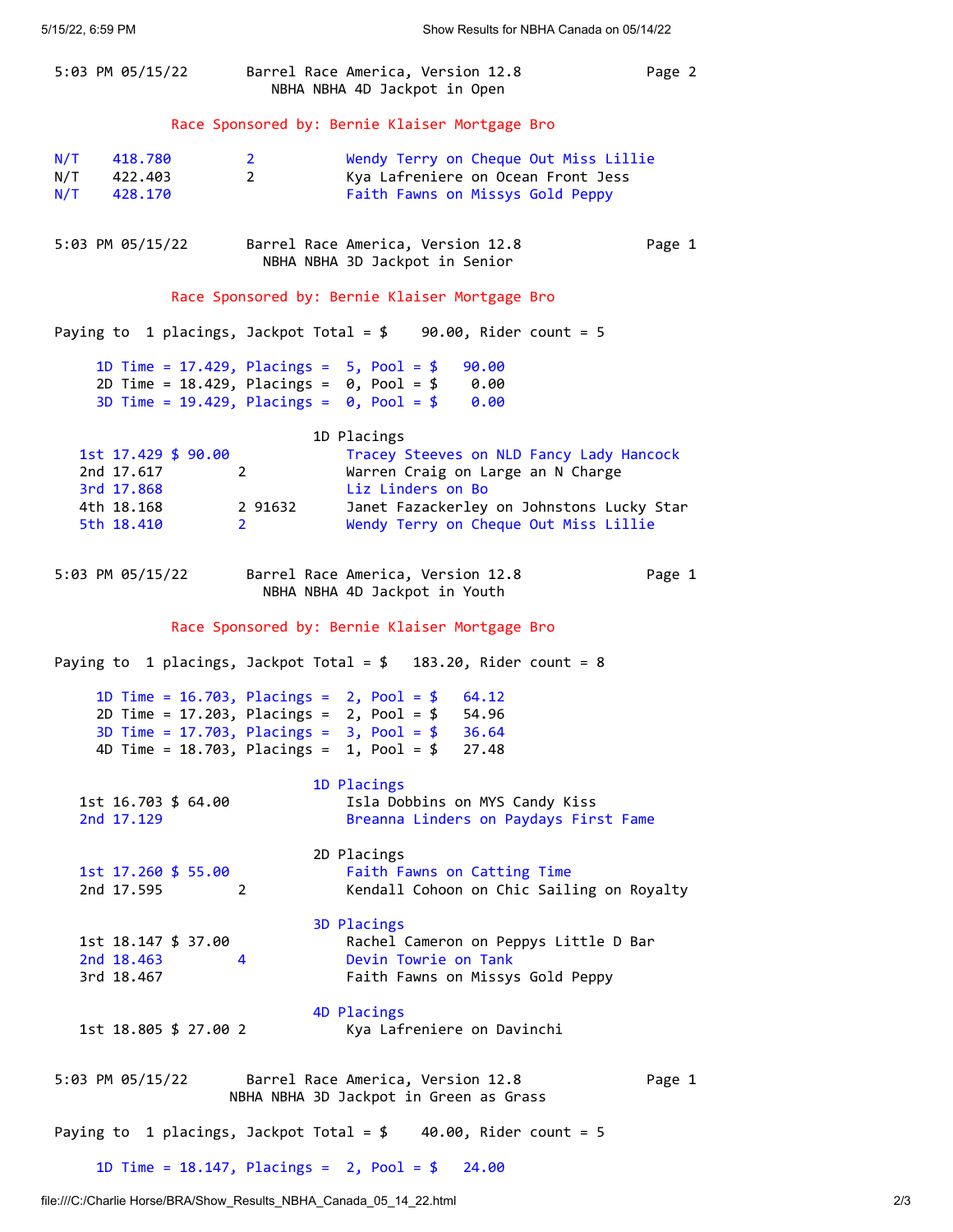5:03 PM 05/15/22 Barrel Race America, Version 12.8 Page 2

NBHA NBHA 4D Jackpot in Open

Race Sponsored by: Bernie Klaiser Mortgage Bro

```
N/T    418.780         2           Wendy Terry on Cheque Out Miss Lillie
N/T    422.403         2           Kya Lafreniere on Ocean Front Jess
N/T    428.170                     Faith Fawns on Missys Gold Peppy
```

5:03 PM 05/15/22 Barrel Race America, Version 12.8 Page 1

NBHA NBHA 3D Jackpot in Senior

Race Sponsored by: Bernie Klaiser Mortgage Bro

Paying to 1 placings, Jackpot Total = $ 90.00, Rider count = 5

```
1D Time = 17.429, Placings =  5, Pool = $   90.00
2D Time = 18.429, Placings =  0, Pool = $    0.00
3D Time = 19.429, Placings =  0, Pool = $    0.00
```

1D Placings

```
1st 17.429 $ 90.00              Tracey Steeves on NLD Fancy Lady Hancock
2nd 17.617         2            Warren Craig on Large an N Charge
3rd 17.868                      Liz Linders on Bo
4th 18.168         2 91632      Janet Fazackerley on Johnstons Lucky Star
5th 18.410         2            Wendy Terry on Cheque Out Miss Lillie
```

5:03 PM 05/15/22 Barrel Race America, Version 12.8 Page 1

NBHA NBHA 4D Jackpot in Youth

Race Sponsored by: Bernie Klaiser Mortgage Bro

Paying to 1 placings, Jackpot Total = $ 183.20, Rider count = 8

```
1D Time = 16.703, Placings =  2, Pool = $   64.12
2D Time = 17.203, Placings =  2, Pool = $   54.96
3D Time = 17.703, Placings =  3, Pool = $   36.64
4D Time = 18.703, Placings =  1, Pool = $   27.48
```

1D Placings

```
1st 16.703 $ 64.00              Isla Dobbins on MYS Candy Kiss
2nd 17.129                      Breanna Linders on Paydays First Fame
```

2D Placings

```
1st 17.260 $ 55.00              Faith Fawns on Catting Time
2nd 17.595         2            Kendall Cohoon on Chic Sailing on Royalty
```

3D Placings

```
1st 18.147 $ 37.00              Rachel Cameron on Peppys Little D Bar
2nd 18.463         4            Devin Towrie on Tank
3rd 18.467                      Faith Fawns on Missys Gold Peppy
```

4D Placings

```
1st 18.805 $ 27.00 2            Kya Lafreniere on Davinchi
```

5:03 PM 05/15/22 Barrel Race America, Version 12.8 Page 1

NBHA NBHA 3D Jackpot in Green as Grass

Paying to 1 placings, Jackpot Total = $ 40.00, Rider count = 5

```
1D Time = 18.147, Placings =  2, Pool = $   24.00
```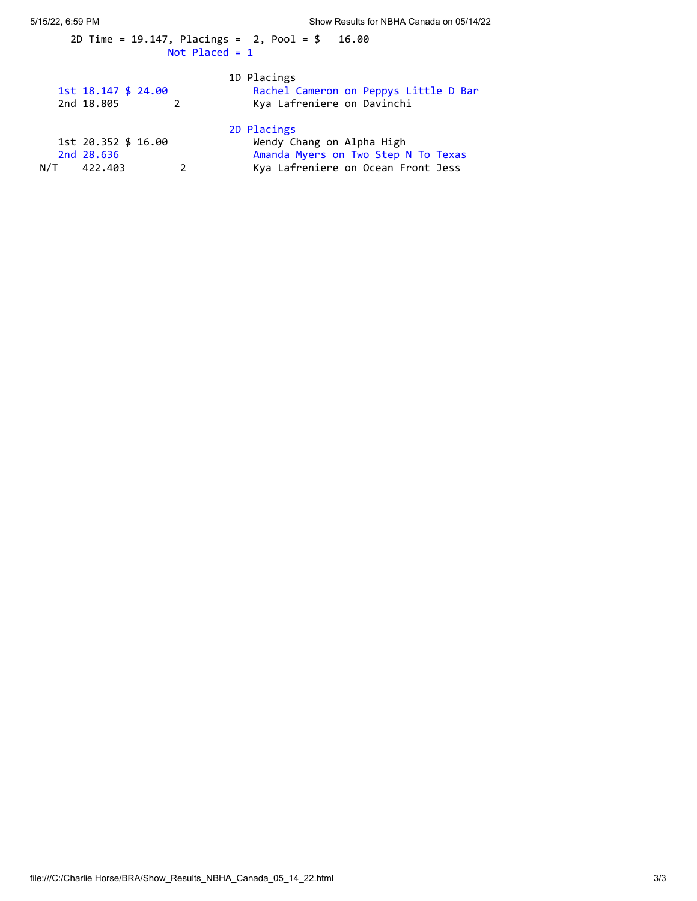2D Time = 19.147, Placings = 2, Pool = $ 16.00

Not Placed = 1

1D Placings

| | | | |
|---|---|---|---|
| 1st | 18.147 | $ 24.00 | Rachel Cameron on Peppys Little D Bar |
| 2nd | 18.805 | 2 | Kya Lafreniere on Davinchi |

2D Placings

| | | | |
|---|---|---|---|
| 1st | 20.352 | $ 16.00 | Wendy Chang on Alpha High |
| 2nd | 28.636 | | Amanda Myers on Two Step N To Texas |
| N/T | 422.403 | 2 | Kya Lafreniere on Ocean Front Jess |